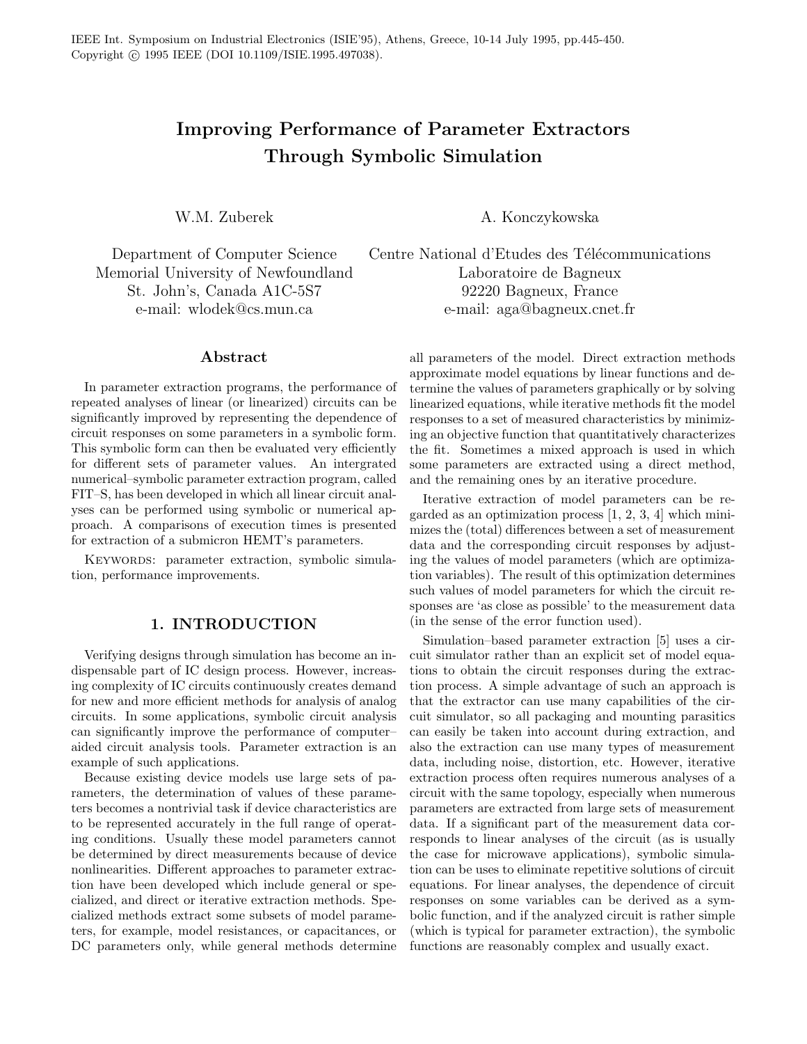IEEE Int. Symposium on Industrial Electronics (ISIE'95), Athens, Greece, 10-14 July 1995, pp.445-450.
Copyright © 1995 IEEE (DOI 10.1109/ISIE.1995.497038).

# Improving Performance of Parameter Extractors Through Symbolic Simulation

W.M. Zuberek

Department of Computer Science
Memorial University of Newfoundland
St. John's, Canada A1C-5S7
e-mail: wlodek@cs.mun.ca

A. Konczykowska

Centre National d'Etudes des Télécommunications
Laboratoire de Bagneux
92220 Bagneux, France
e-mail: aga@bagneux.cnet.fr

## Abstract

In parameter extraction programs, the performance of repeated analyses of linear (or linearized) circuits can be significantly improved by representing the dependence of circuit responses on some parameters in a symbolic form. This symbolic form can then be evaluated very efficiently for different sets of parameter values. An intergrated numerical–symbolic parameter extraction program, called FIT–S, has been developed in which all linear circuit analyses can be performed using symbolic or numerical approach. A comparisons of execution times is presented for extraction of a submicron HEMT's parameters.

KEYWORDS: parameter extraction, symbolic simulation, performance improvements.

## 1. INTRODUCTION

Verifying designs through simulation has become an indispensable part of IC design process. However, increasing complexity of IC circuits continuously creates demand for new and more efficient methods for analysis of analog circuits. In some applications, symbolic circuit analysis can significantly improve the performance of computer–aided circuit analysis tools. Parameter extraction is an example of such applications.

Because existing device models use large sets of parameters, the determination of values of these parameters becomes a nontrivial task if device characteristics are to be represented accurately in the full range of operating conditions. Usually these model parameters cannot be determined by direct measurements because of device nonlinearities. Different approaches to parameter extraction have been developed which include general or specialized, and direct or iterative extraction methods. Specialized methods extract some subsets of model parameters, for example, model resistances, or capacitances, or DC parameters only, while general methods determine all parameters of the model. Direct extraction methods approximate model equations by linear functions and determine the values of parameters graphically or by solving linearized equations, while iterative methods fit the model responses to a set of measured characteristics by minimizing an objective function that quantitatively characterizes the fit. Sometimes a mixed approach is used in which some parameters are extracted using a direct method, and the remaining ones by an iterative procedure.

Iterative extraction of model parameters can be regarded as an optimization process [1, 2, 3, 4] which minimizes the (total) differences between a set of measurement data and the corresponding circuit responses by adjusting the values of model parameters (which are optimization variables). The result of this optimization determines such values of model parameters for which the circuit responses are 'as close as possible' to the measurement data (in the sense of the error function used).

Simulation–based parameter extraction [5] uses a circuit simulator rather than an explicit set of model equations to obtain the circuit responses during the extraction process. A simple advantage of such an approach is that the extractor can use many capabilities of the circuit simulator, so all packaging and mounting parasitics can easily be taken into account during extraction, and also the extraction can use many types of measurement data, including noise, distortion, etc. However, iterative extraction process often requires numerous analyses of a circuit with the same topology, especially when numerous parameters are extracted from large sets of measurement data. If a significant part of the measurement data corresponds to linear analyses of the circuit (as is usually the case for microwave applications), symbolic simulation can be uses to eliminate repetitive solutions of circuit equations. For linear analyses, the dependence of circuit responses on some variables can be derived as a symbolic function, and if the analyzed circuit is rather simple (which is typical for parameter extraction), the symbolic functions are reasonably complex and usually exact.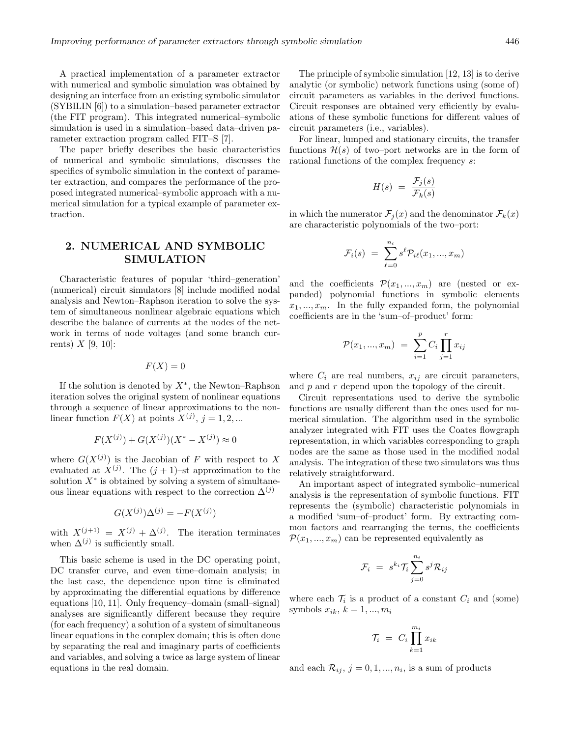A practical implementation of a parameter extractor with numerical and symbolic simulation was obtained by designing an interface from an existing symbolic simulator (SYBILIN [6]) to a simulation–based parameter extractor (the FIT program). This integrated numerical–symbolic simulation is used in a simulation–based data–driven parameter extraction program called FIT–S [7].

The paper briefly describes the basic characteristics of numerical and symbolic simulations, discusses the specifics of symbolic simulation in the context of parameter extraction, and compares the performance of the proposed integrated numerical–symbolic approach with a numerical simulation for a typical example of parameter extraction.

## 2. NUMERICAL AND SYMBOLIC SIMULATION

Characteristic features of popular 'third–generation' (numerical) circuit simulators [8] include modified nodal analysis and Newton–Raphson iteration to solve the system of simultaneous nonlinear algebraic equations which describe the balance of currents at the nodes of the network in terms of node voltages (and some branch currents) $X$ [9, 10]:

$$F(X) = 0$$

If the solution is denoted by $X^*$, the Newton–Raphson iteration solves the original system of nonlinear equations through a sequence of linear approximations to the nonlinear function $F(X)$ at points $X^{(j)}$, $j = 1, 2, ...$

$$F(X^{(j)}) + G(X^{(j)})(X^* - X^{(j)}) \approx 0$$

where $G(X^{(j)})$ is the Jacobian of $F$ with respect to $X$ evaluated at $X^{(j)}$. The $(j+1)$–st approximation to the solution $X^*$ is obtained by solving a system of simultaneous linear equations with respect to the correction $\Delta^{(j)}$

$$G(X^{(j)})\Delta^{(j)} = -F(X^{(j)})$$

with $X^{(j+1)} = X^{(j)} + \Delta^{(j)}$. The iteration terminates when $\Delta^{(j)}$ is sufficiently small.

This basic scheme is used in the DC operating point, DC transfer curve, and even time–domain analysis; in the last case, the dependence upon time is eliminated by approximating the differential equations by difference equations [10, 11]. Only frequency–domain (small–signal) analyses are significantly different because they require (for each frequency) a solution of a system of simultaneous linear equations in the complex domain; this is often done by separating the real and imaginary parts of coefficients and variables, and solving a twice as large system of linear equations in the real domain.

The principle of symbolic simulation [12, 13] is to derive analytic (or symbolic) network functions using (some of) circuit parameters as variables in the derived functions. Circuit responses are obtained very efficiently by evaluations of these symbolic functions for different values of circuit parameters (i.e., variables).

For linear, lumped and stationary circuits, the transfer functions $\mathcal{H}(s)$ of two–port networks are in the form of rational functions of the complex frequency $s$:

$$H(s) \;=\; \frac{\mathcal{F}_j(s)}{\mathcal{F}_k(s)}$$

in which the numerator $\mathcal{F}_j(x)$ and the denominator $\mathcal{F}_k(x)$ are characteristic polynomials of the two–port:

$$\mathcal{F}_i(s) \;=\; \sum_{\ell=0}^{n_i} s^{\ell}\mathcal{P}_{i\ell}(x_1, ..., x_m)$$

and the coefficients $\mathcal{P}(x_1, ..., x_m)$ are (nested or expanded) polynomial functions in symbolic elements $x_1, ..., x_m$. In the fully expanded form, the polynomial coefficients are in the 'sum–of–product' form:

$$\mathcal{P}(x_1, ..., x_m) \;=\; \sum_{i=1}^{p} C_i \prod_{j=1}^{r} x_{ij}$$

where $C_i$ are real numbers, $x_{ij}$ are circuit parameters, and $p$ and $r$ depend upon the topology of the circuit.

Circuit representations used to derive the symbolic functions are usually different than the ones used for numerical simulation. The algorithm used in the symbolic analyzer integrated with FIT uses the Coates flowgraph representation, in which variables corresponding to graph nodes are the same as those used in the modified nodal analysis. The integration of these two simulators was thus relatively straightforward.

An important aspect of integrated symbolic–numerical analysis is the representation of symbolic functions. FIT represents the (symbolic) characteristic polynomials in a modified 'sum–of–product' form. By extracting common factors and rearranging the terms, the coefficients $\mathcal{P}(x_1, ..., x_m)$ can be represented equivalently as

$$\mathcal{F}_i \;=\; s^{k_i}\mathcal{T}_i \sum_{j=0}^{n_i} s^j \mathcal{R}_{ij}$$

where each $\mathcal{T}_i$ is a product of a constant $C_i$ and (some) symbols $x_{ik}$, $k = 1, ..., m_i$

$$\mathcal{T}_i \;=\; C_i \prod_{k=1}^{m_i} x_{ik}$$

and each $\mathcal{R}_{ij}$, $j = 0, 1, ..., n_i$, is a sum of products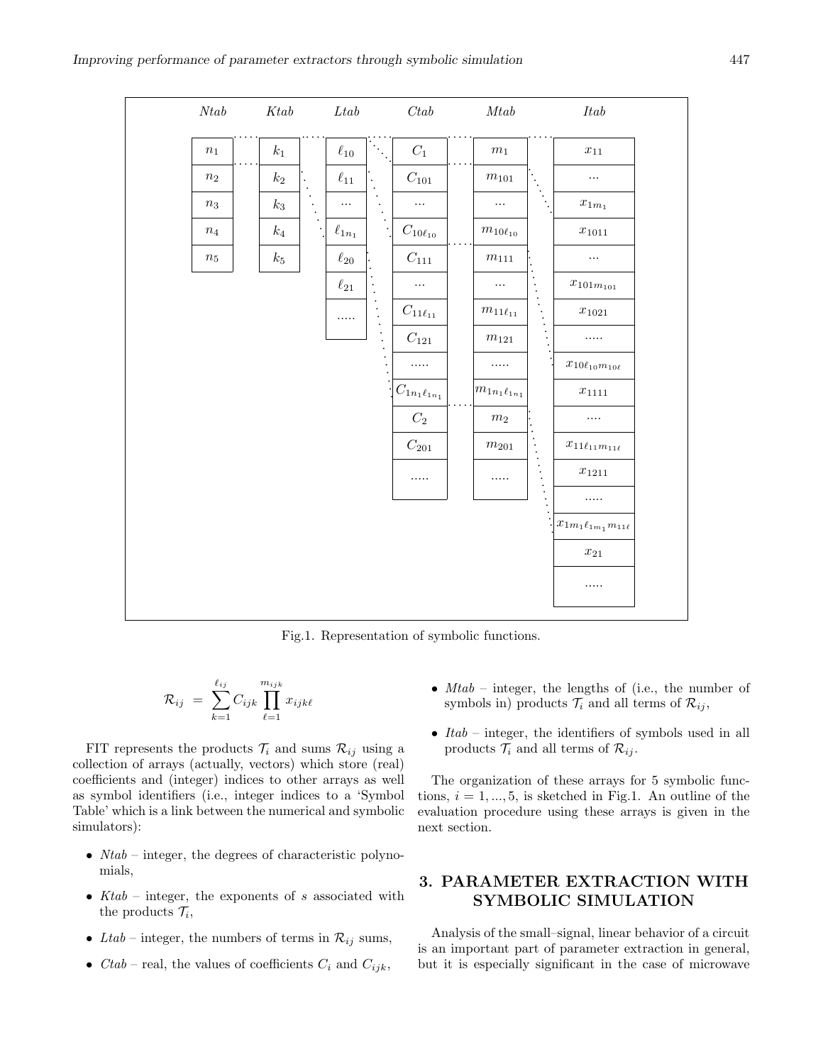| *Ntab* | *Ktab* | *Ltab* | *Ctab* | *Mtab* | *Itab* |
|---|---|---|---|---|---|
| $n_1$ | $k_1$ | $\ell_{10}$ | $C_1$ | $m_1$ | $x_{11}$ |
| $n_2$ | $k_2$ | $\ell_{11}$ | $C_{101}$ | $m_{101}$ | ... |
| $n_3$ | $k_3$ | ... | ... | ... | $x_{1m_1}$ |
| $n_4$ | $k_4$ | $\ell_{1n_1}$ | $C_{10\ell_{10}}$ | $m_{10\ell_{10}}$ | $x_{1011}$ |
| $n_5$ | $k_5$ | $\ell_{20}$ | $C_{111}$ | $m_{111}$ | ... |
| | | $\ell_{21}$ | ... | ... | $x_{101m_{101}}$ |
| | | ..... | $C_{11\ell_{11}}$ | $m_{11\ell_{11}}$ | $x_{1021}$ |
| | | | $C_{121}$ | $m_{121}$ | ..... |
| | | | ..... | ..... | $x_{10\ell_{10}m_{10\ell}}$ |
| | | | $C_{1n_1\ell_{1n_1}}$ | $m_{1n_1\ell_{1n_1}}$ | $x_{1111}$ |
| | | | $C_2$ | $m_2$ | .... |
| | | | $C_{201}$ | $m_{201}$ | $x_{11\ell_{11}m_{11\ell}}$ |
| | | | ..... | ..... | $x_{1211}$ |
| | | | | | ..... |
| | | | | | $x_{1m_1\ell_{1m_1}m_{11\ell}}$ |
| | | | | | $x_{21}$ |
| | | | | | ..... |

Fig.1. Representation of symbolic functions.

$$\mathcal{R}_{ij} = \sum_{k=1}^{\ell_{ij}} C_{ijk} \prod_{\ell=1}^{m_{ijk}} x_{ijk\ell}$$

FIT represents the products $\mathcal{T}_i$ and sums $\mathcal{R}_{ij}$ using a collection of arrays (actually, vectors) which store (real) coefficients and (integer) indices to other arrays as well as symbol identifiers (i.e., integer indices to a 'Symbol Table' which is a link between the numerical and symbolic simulators):

- *Ntab* – integer, the degrees of characteristic polynomials,
- *Ktab* – integer, the exponents of $s$ associated with the products $\mathcal{T}_i$,
- *Ltab* – integer, the numbers of terms in $\mathcal{R}_{ij}$ sums,
- *Ctab* – real, the values of coefficients $C_i$ and $C_{ijk}$,
- *Mtab* – integer, the lengths of (i.e., the number of symbols in) products $\mathcal{T}_i$ and all terms of $\mathcal{R}_{ij}$,
- *Itab* – integer, the identifiers of symbols used in all products $\mathcal{T}_i$ and all terms of $\mathcal{R}_{ij}$.

The organization of these arrays for 5 symbolic functions, $i = 1, ..., 5$, is sketched in Fig.1. An outline of the evaluation procedure using these arrays is given in the next section.

## 3. PARAMETER EXTRACTION WITH SYMBOLIC SIMULATION

Analysis of the small–signal, linear behavior of a circuit is an important part of parameter extraction in general, but it is especially significant in the case of microwave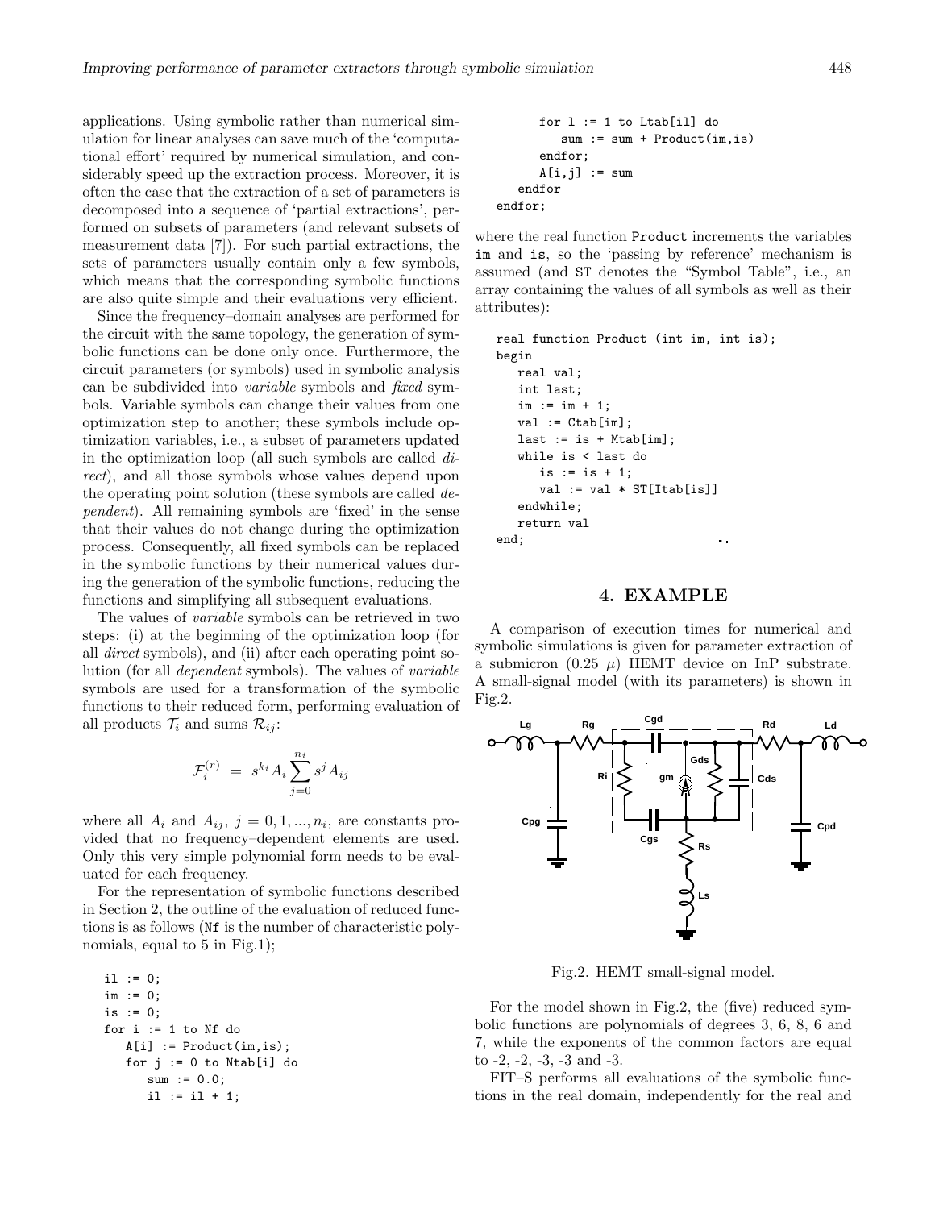applications. Using symbolic rather than numerical simulation for linear analyses can save much of the 'computational effort' required by numerical simulation, and considerably speed up the extraction process. Moreover, it is often the case that the extraction of a set of parameters is decomposed into a sequence of 'partial extractions', performed on subsets of parameters (and relevant subsets of measurement data [7]). For such partial extractions, the sets of parameters usually contain only a few symbols, which means that the corresponding symbolic functions are also quite simple and their evaluations very efficient.

Since the frequency–domain analyses are performed for the circuit with the same topology, the generation of symbolic functions can be done only once. Furthermore, the circuit parameters (or symbols) used in symbolic analysis can be subdivided into *variable* symbols and *fixed* symbols. Variable symbols can change their values from one optimization step to another; these symbols include optimization variables, i.e., a subset of parameters updated in the optimization loop (all such symbols are called *direct*), and all those symbols whose values depend upon the operating point solution (these symbols are called *dependent*). All remaining symbols are 'fixed' in the sense that their values do not change during the optimization process. Consequently, all fixed symbols can be replaced in the symbolic functions by their numerical values during the generation of the symbolic functions, reducing the functions and simplifying all subsequent evaluations.

The values of *variable* symbols can be retrieved in two steps: (i) at the beginning of the optimization loop (for all *direct* symbols), and (ii) after each operating point solution (for all *dependent* symbols). The values of *variable* symbols are used for a transformation of the symbolic functions to their reduced form, performing evaluation of all products $\mathcal{T}_i$ and sums $\mathcal{R}_{ij}$:

$$\mathcal{F}_i^{(r)} = s^{k_i} A_i \sum_{j=0}^{n_i} s^j A_{ij}$$

where all $A_i$ and $A_{ij}$, $j = 0, 1, ..., n_i$, are constants provided that no frequency–dependent elements are used. Only this very simple polynomial form needs to be evaluated for each frequency.

For the representation of symbolic functions described in Section 2, the outline of the evaluation of reduced functions is as follows (Nf is the number of characteristic polynomials, equal to 5 in Fig.1);

```
il := 0;
im := 0;
is := 0;
for i := 1 to Nf do
   A[i] := Product(im,is);
   for j := 0 to Ntab[i] do
      sum := 0.0;
      il := il + 1;
      for l := 1 to Ltab[il] do
         sum := sum + Product(im,is)
      endfor;
      A[i,j] := sum
   endfor
endfor;
```

where the real function Product increments the variables im and is, so the 'passing by reference' mechanism is assumed (and ST denotes the "Symbol Table", i.e., an array containing the values of all symbols as well as their attributes):

```
real function Product (int im, int is);
begin
   real val;
   int last;
   im := im + 1;
   val := Ctab[im];
   last := is + Mtab[im];
   while is < last do
      is := is + 1;
      val := val * ST[Itab[is]]
   endwhile;
   return val
end;
```

## 4. EXAMPLE

A comparison of execution times for numerical and symbolic simulations is given for parameter extraction of a submicron (0.25 $\mu$) HEMT device on InP substrate. A small-signal model (with its parameters) is shown in Fig.2.

Fig.2. HEMT small-signal model.

For the model shown in Fig.2, the (five) reduced symbolic functions are polynomials of degrees 3, 6, 8, 6 and 7, while the exponents of the common factors are equal to -2, -2, -3, -3 and -3.

FIT–S performs all evaluations of the symbolic functions in the real domain, independently for the real and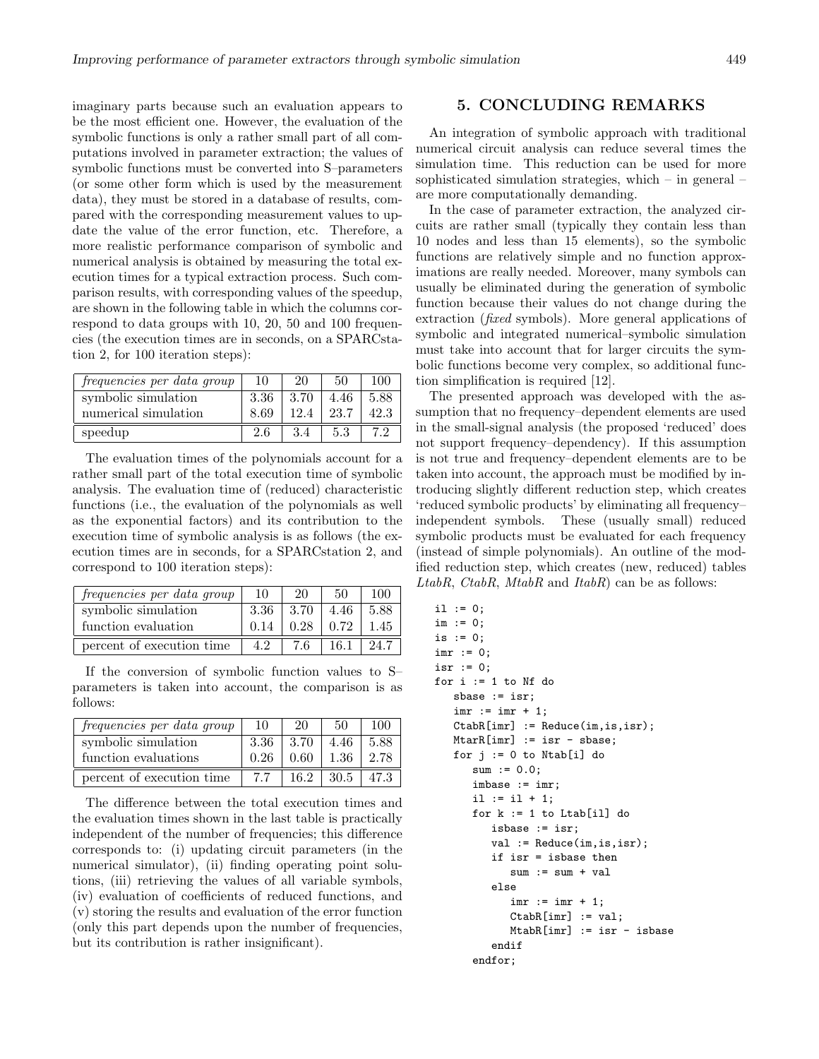imaginary parts because such an evaluation appears to be the most efficient one. However, the evaluation of the symbolic functions is only a rather small part of all computations involved in parameter extraction; the values of symbolic functions must be converted into S–parameters (or some other form which is used by the measurement data), they must be stored in a database of results, compared with the corresponding measurement values to update the value of the error function, etc. Therefore, a more realistic performance comparison of symbolic and numerical analysis is obtained by measuring the total execution times for a typical extraction process. Such comparison results, with corresponding values of the speedup, are shown in the following table in which the columns correspond to data groups with 10, 20, 50 and 100 frequencies (the execution times are in seconds, on a SPARCstation 2, for 100 iteration steps):

| *frequencies per data group* | 10 | 20 | 50 | 100 |
|---|---|---|---|---|
| symbolic simulation | 3.36 | 3.70 | 4.46 | 5.88 |
| numerical simulation | 8.69 | 12.4 | 23.7 | 42.3 |
| speedup | 2.6 | 3.4 | 5.3 | 7.2 |

The evaluation times of the polynomials account for a rather small part of the total execution time of symbolic analysis. The evaluation time of (reduced) characteristic functions (i.e., the evaluation of the polynomials as well as the exponential factors) and its contribution to the execution time of symbolic analysis is as follows (the execution times are in seconds, for a SPARCstation 2, and correspond to 100 iteration steps):

| *frequencies per data group* | 10 | 20 | 50 | 100 |
|---|---|---|---|---|
| symbolic simulation | 3.36 | 3.70 | 4.46 | 5.88 |
| function evaluation | 0.14 | 0.28 | 0.72 | 1.45 |
| percent of execution time | 4.2 | 7.6 | 16.1 | 24.7 |

If the conversion of symbolic function values to S–parameters is taken into account, the comparison is as follows:

| *frequencies per data group* | 10 | 20 | 50 | 100 |
|---|---|---|---|---|
| symbolic simulation | 3.36 | 3.70 | 4.46 | 5.88 |
| function evaluations | 0.26 | 0.60 | 1.36 | 2.78 |
| percent of execution time | 7.7 | 16.2 | 30.5 | 47.3 |

The difference between the total execution times and the evaluation times shown in the last table is practically independent of the number of frequencies; this difference corresponds to: (i) updating circuit parameters (in the numerical simulator), (ii) finding operating point solutions, (iii) retrieving the values of all variable symbols, (iv) evaluation of coefficients of reduced functions, and (v) storing the results and evaluation of the error function (only this part depends upon the number of frequencies, but its contribution is rather insignificant).

## 5. CONCLUDING REMARKS

An integration of symbolic approach with traditional numerical circuit analysis can reduce several times the simulation time. This reduction can be used for more sophisticated simulation strategies, which – in general – are more computationally demanding.

In the case of parameter extraction, the analyzed circuits are rather small (typically they contain less than 10 nodes and less than 15 elements), so the symbolic functions are relatively simple and no function approximations are really needed. Moreover, many symbols can usually be eliminated during the generation of symbolic function because their values do not change during the extraction (*fixed* symbols). More general applications of symbolic and integrated numerical–symbolic simulation must take into account that for larger circuits the symbolic functions become very complex, so additional function simplification is required [12].

The presented approach was developed with the assumption that no frequency–dependent elements are used in the small-signal analysis (the proposed 'reduced' does not support frequency–dependency). If this assumption is not true and frequency–dependent elements are to be taken into account, the approach must be modified by introducing slightly different reduction step, which creates 'reduced symbolic products' by eliminating all frequency–independent symbols. These (usually small) reduced symbolic products must be evaluated for each frequency (instead of simple polynomials). An outline of the modified reduction step, which creates (new, reduced) tables *LtabR*, *CtabR*, *MtabR* and *ItabR*) can be as follows:

```
il := 0;
im := 0;
is := 0;
imr := 0;
isr := 0;
for i := 1 to Nf do
   sbase := isr;
   imr := imr + 1;
   CtabR[imr] := Reduce(im,is,isr);
   MtarR[imr] := isr - sbase;
   for j := 0 to Ntab[i] do
      sum := 0.0;
      imbase := imr;
      il := il + 1;
      for k := 1 to Ltab[il] do
         isbase := isr;
         val := Reduce(im,is,isr);
         if isr = isbase then
            sum := sum + val
         else
            imr := imr + 1;
            CtabR[imr] := val;
            MtabR[imr] := isr - isbase
         endif
      endfor;
```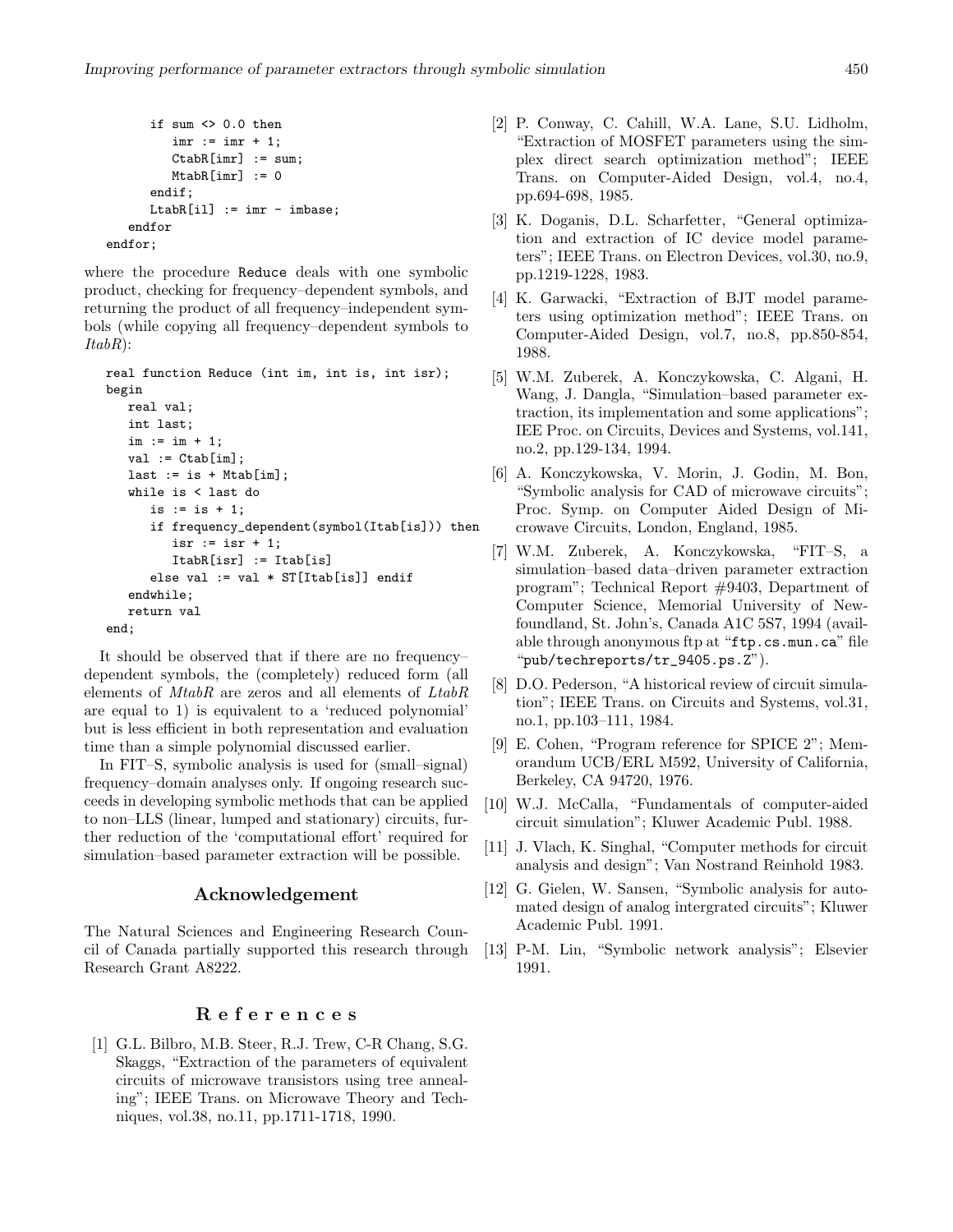```
      if sum <> 0.0 then
         imr := imr + 1;
         CtabR[imr] := sum;
         MtabR[imr] := 0
      endif;
      LtabR[il] := imr - imbase;
   endfor
endfor;
```

where the procedure Reduce deals with one symbolic product, checking for frequency–dependent symbols, and returning the product of all frequency–independent symbols (while copying all frequency–dependent symbols to *ItabR*):

```
real function Reduce (int im, int is, int isr);
begin
   real val;
   int last;
   im := im + 1;
   val := Ctab[im];
   last := is + Mtab[im];
   while is < last do
      is := is + 1;
      if frequency_dependent(symbol(Itab[is])) then
         isr := isr + 1;
         ItabR[isr] := Itab[is]
      else val := val * ST[Itab[is]] endif
   endwhile;
   return val
end;
```

It should be observed that if there are no frequency–dependent symbols, the (completely) reduced form (all elements of *MtabR* are zeros and all elements of *LtabR* are equal to 1) is equivalent to a 'reduced polynomial' but is less efficient in both representation and evaluation time than a simple polynomial discussed earlier.

In FIT–S, symbolic analysis is used for (small–signal) frequency–domain analyses only. If ongoing research succeeds in developing symbolic methods that can be applied to non–LLS (linear, lumped and stationary) circuits, further reduction of the 'computational effort' required for simulation–based parameter extraction will be possible.

## Acknowledgement

The Natural Sciences and Engineering Research Council of Canada partially supported this research through Research Grant A8222.

## References

[1] G.L. Bilbro, M.B. Steer, R.J. Trew, C-R Chang, S.G. Skaggs, "Extraction of the parameters of equivalent circuits of microwave transistors using tree annealing"; IEEE Trans. on Microwave Theory and Techniques, vol.38, no.11, pp.1711-1718, 1990.

[2] P. Conway, C. Cahill, W.A. Lane, S.U. Lidholm, "Extraction of MOSFET parameters using the simplex direct search optimization method"; IEEE Trans. on Computer-Aided Design, vol.4, no.4, pp.694-698, 1985.

[3] K. Doganis, D.L. Scharfetter, "General optimization and extraction of IC device model parameters"; IEEE Trans. on Electron Devices, vol.30, no.9, pp.1219-1228, 1983.

[4] K. Garwacki, "Extraction of BJT model parameters using optimization method"; IEEE Trans. on Computer-Aided Design, vol.7, no.8, pp.850-854, 1988.

[5] W.M. Zuberek, A. Konczykowska, C. Algani, H. Wang, J. Dangla, "Simulation–based parameter extraction, its implementation and some applications"; IEE Proc. on Circuits, Devices and Systems, vol.141, no.2, pp.129-134, 1994.

[6] A. Konczykowska, V. Morin, J. Godin, M. Bon, "Symbolic analysis for CAD of microwave circuits"; Proc. Symp. on Computer Aided Design of Microwave Circuits, London, England, 1985.

[7] W.M. Zuberek, A. Konczykowska, "FIT–S, a simulation–based data–driven parameter extraction program"; Technical Report #9403, Department of Computer Science, Memorial University of Newfoundland, St. John's, Canada A1C 5S7, 1994 (available through anonymous ftp at "ftp.cs.mun.ca" file "pub/techreports/tr_9405.ps.Z").

[8] D.O. Pederson, "A historical review of circuit simulation"; IEEE Trans. on Circuits and Systems, vol.31, no.1, pp.103–111, 1984.

[9] E. Cohen, "Program reference for SPICE 2"; Memorandum UCB/ERL M592, University of California, Berkeley, CA 94720, 1976.

[10] W.J. McCalla, "Fundamentals of computer-aided circuit simulation"; Kluwer Academic Publ. 1988.

[11] J. Vlach, K. Singhal, "Computer methods for circuit analysis and design"; Van Nostrand Reinhold 1983.

[12] G. Gielen, W. Sansen, "Symbolic analysis for automated design of analog intergrated circuits"; Kluwer Academic Publ. 1991.

[13] P-M. Lin, "Symbolic network analysis"; Elsevier 1991.